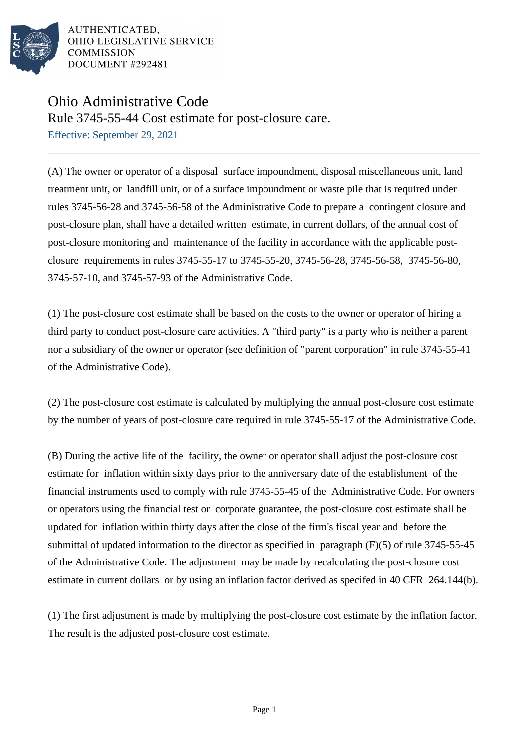AUTHENTICATED,
OHIO LEGISLATIVE SERVICE
COMMISSION
DOCUMENT #292481

# Ohio Administrative Code

## Rule 3745-55-44 Cost estimate for post-closure care.

Effective: September 29, 2021

(A) The owner or operator of a disposal surface impoundment, disposal miscellaneous unit, land treatment unit, or landfill unit, or of a surface impoundment or waste pile that is required under rules 3745-56-28 and 3745-56-58 of the Administrative Code to prepare a contingent closure and post-closure plan, shall have a detailed written estimate, in current dollars, of the annual cost of post-closure monitoring and maintenance of the facility in accordance with the applicable post-closure requirements in rules 3745-55-17 to 3745-55-20, 3745-56-28, 3745-56-58, 3745-56-80, 3745-57-10, and 3745-57-93 of the Administrative Code.

(1) The post-closure cost estimate shall be based on the costs to the owner or operator of hiring a third party to conduct post-closure care activities. A "third party" is a party who is neither a parent nor a subsidiary of the owner or operator (see definition of "parent corporation" in rule 3745-55-41 of the Administrative Code).

(2) The post-closure cost estimate is calculated by multiplying the annual post-closure cost estimate by the number of years of post-closure care required in rule 3745-55-17 of the Administrative Code.

(B) During the active life of the facility, the owner or operator shall adjust the post-closure cost estimate for inflation within sixty days prior to the anniversary date of the establishment of the financial instruments used to comply with rule 3745-55-45 of the Administrative Code. For owners or operators using the financial test or corporate guarantee, the post-closure cost estimate shall be updated for inflation within thirty days after the close of the firm's fiscal year and before the submittal of updated information to the director as specified in paragraph (F)(5) of rule 3745-55-45 of the Administrative Code. The adjustment may be made by recalculating the post-closure cost estimate in current dollars or by using an inflation factor derived as specifed in 40 CFR 264.144(b).

(1) The first adjustment is made by multiplying the post-closure cost estimate by the inflation factor. The result is the adjusted post-closure cost estimate.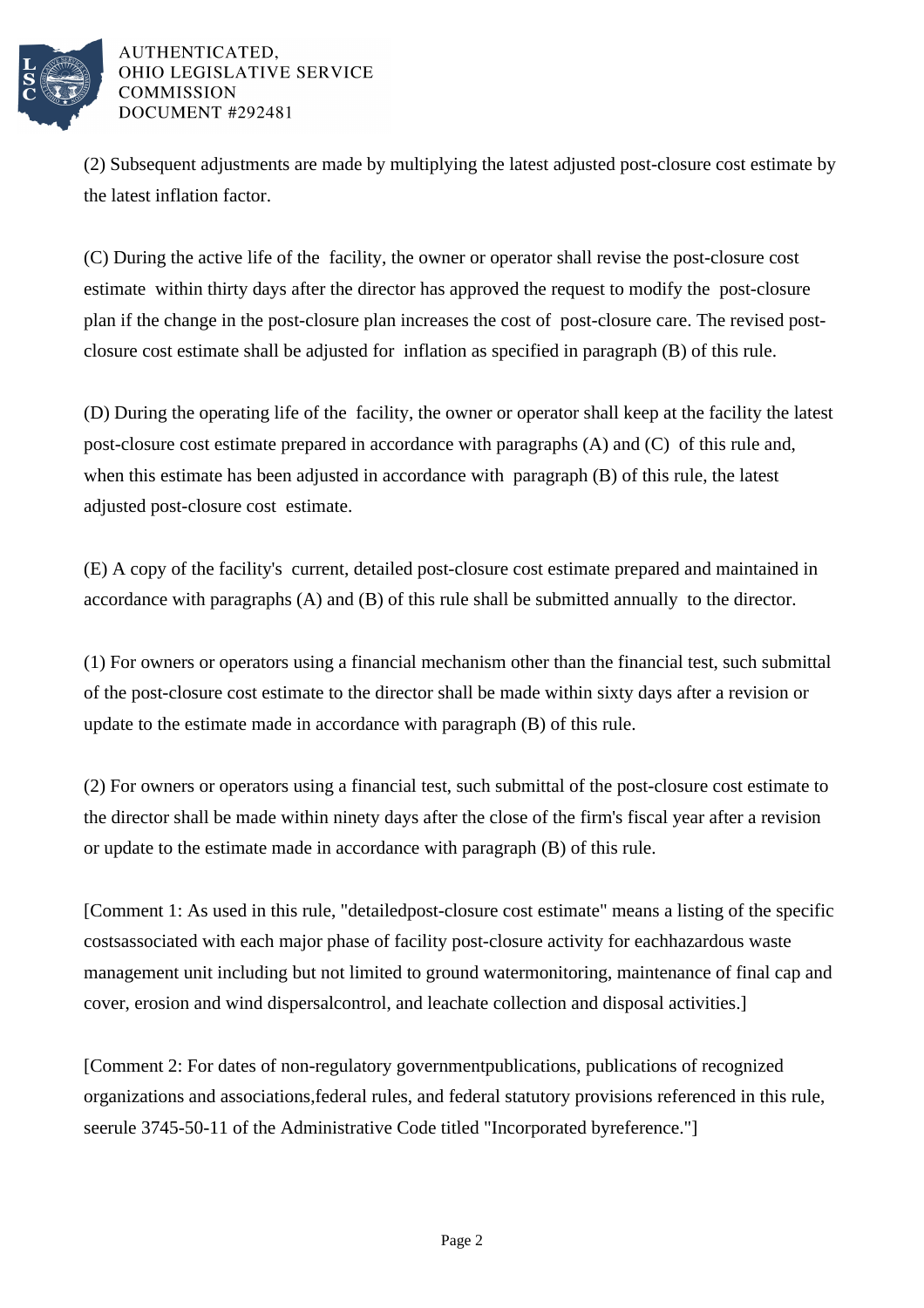(2) Subsequent adjustments are made by multiplying the latest adjusted post-closure cost estimate by the latest inflation factor.

(C) During the active life of the facility, the owner or operator shall revise the post-closure cost estimate within thirty days after the director has approved the request to modify the post-closure plan if the change in the post-closure plan increases the cost of post-closure care. The revised post-closure cost estimate shall be adjusted for inflation as specified in paragraph (B) of this rule.

(D) During the operating life of the facility, the owner or operator shall keep at the facility the latest post-closure cost estimate prepared in accordance with paragraphs (A) and (C) of this rule and, when this estimate has been adjusted in accordance with paragraph (B) of this rule, the latest adjusted post-closure cost estimate.

(E) A copy of the facility's current, detailed post-closure cost estimate prepared and maintained in accordance with paragraphs (A) and (B) of this rule shall be submitted annually to the director.

(1) For owners or operators using a financial mechanism other than the financial test, such submittal of the post-closure cost estimate to the director shall be made within sixty days after a revision or update to the estimate made in accordance with paragraph (B) of this rule.

(2) For owners or operators using a financial test, such submittal of the post-closure cost estimate to the director shall be made within ninety days after the close of the firm's fiscal year after a revision or update to the estimate made in accordance with paragraph (B) of this rule.

[Comment 1: As used in this rule, "detailedpost-closure cost estimate" means a listing of the specific costsassociated with each major phase of facility post-closure activity for eachhazardous waste management unit including but not limited to ground watermonitoring, maintenance of final cap and cover, erosion and wind dispersalcontrol, and leachate collection and disposal activities.]

[Comment 2: For dates of non-regulatory governmentpublications, publications of recognized organizations and associations,federal rules, and federal statutory provisions referenced in this rule, seerule 3745-50-11 of the Administrative Code titled "Incorporated byreference."]